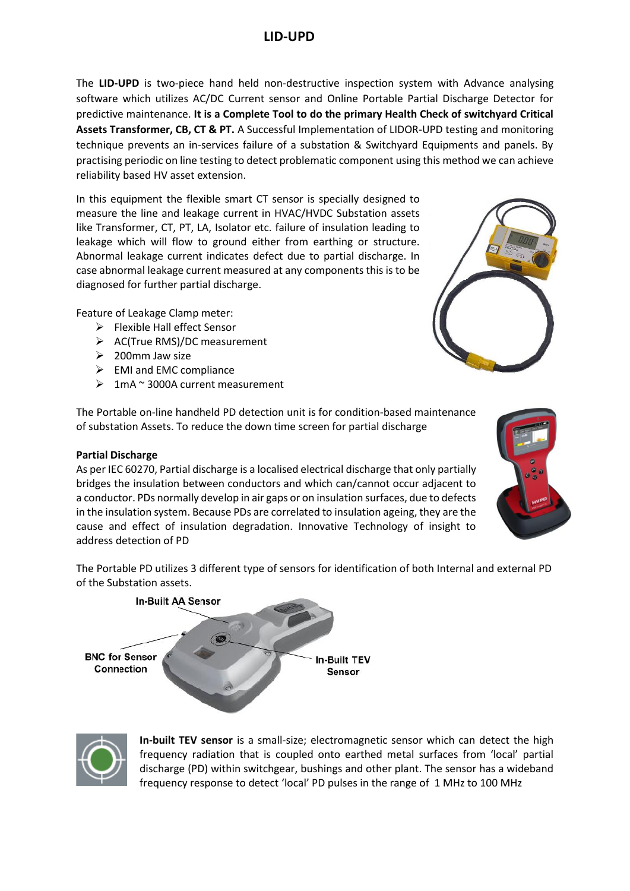# LID-UPD

The **LID-UPD** is two-piece hand held non-destructive inspection system with Advance analysing software which utilizes AC/DC Current sensor and Online Portable Partial Discharge Detector for predictive maintenance. **It is a Complete Tool to do the primary Health Check of switchyard Critical Assets Transformer, CB, CT & PT.** A Successful Implementation of LIDOR-UPD testing and monitoring technique prevents an in-services failure of a substation & Switchyard Equipments and panels. By practising periodic on line testing to detect problematic component using this method we can achieve reliability based HV asset extension.

In this equipment the flexible smart CT sensor is specially designed to measure the line and leakage current in HVAC/HVDC Substation assets like Transformer, CT, PT, LA, Isolator etc. failure of insulation leading to leakage which will flow to ground either from earthing or structure. Abnormal leakage current indicates defect due to partial discharge. In case abnormal leakage current measured at any components this is to be diagnosed for further partial discharge.

Feature of Leakage Clamp meter:

- Flexible Hall effect Sensor
- AC(True RMS)/DC measurement
- 200mm Jaw size
- EMI and EMC compliance
- 1mA ~ 3000A current measurement

The Portable on-line handheld PD detection unit is for condition-based maintenance of substation Assets. To reduce the down time screen for partial discharge

**Partial Discharge**

As per IEC 60270, Partial discharge is a localised electrical discharge that only partially bridges the insulation between conductors and which can/cannot occur adjacent to a conductor. PDs normally develop in air gaps or on insulation surfaces, due to defects in the insulation system. Because PDs are correlated to insulation ageing, they are the cause and effect of insulation degradation. Innovative Technology of insight to address detection of PD

The Portable PD utilizes 3 different type of sensors for identification of both Internal and external PD of the Substation assets.

In-Built AA Sensor

BNC for Sensor Connection

In-Built TEV Sensor

**In-built TEV sensor** is a small-size; electromagnetic sensor which can detect the high frequency radiation that is coupled onto earthed metal surfaces from 'local' partial discharge (PD) within switchgear, bushings and other plant. The sensor has a wideband frequency response to detect 'local' PD pulses in the range of 1 MHz to 100 MHz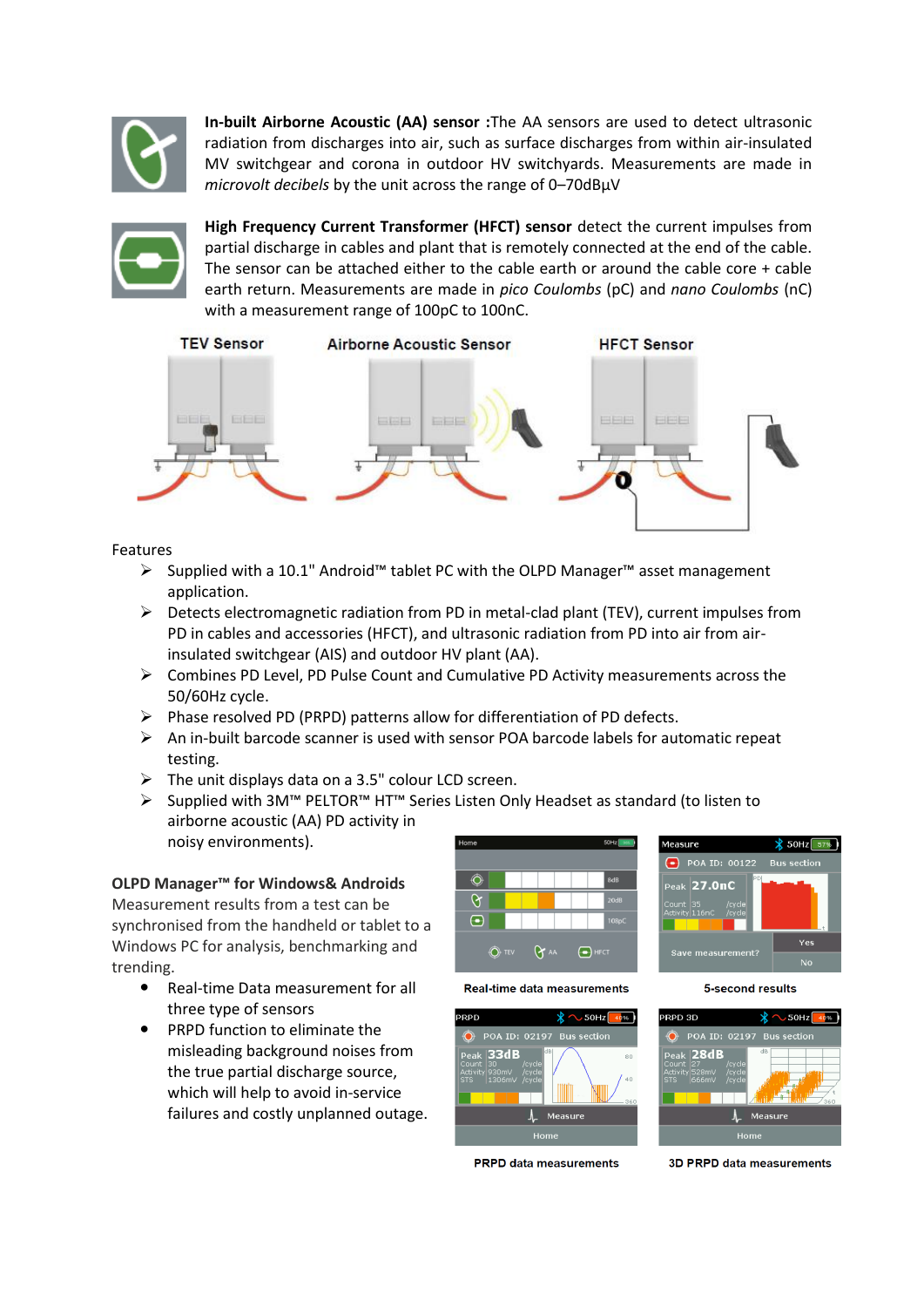**In-built Airborne Acoustic (AA) sensor :**The AA sensors are used to detect ultrasonic radiation from discharges into air, such as surface discharges from within air-insulated MV switchgear and corona in outdoor HV switchyards. Measurements are made in *microvolt decibels* by the unit across the range of 0–70dBµV

**High Frequency Current Transformer (HFCT) sensor** detect the current impulses from partial discharge in cables and plant that is remotely connected at the end of the cable. The sensor can be attached either to the cable earth or around the cable core + cable earth return. Measurements are made in *pico Coulombs* (pC) and *nano Coulombs* (nC) with a measurement range of 100pC to 100nC.

TEV Sensor    Airborne Acoustic Sensor    HFCT Sensor

Features

- Supplied with a 10.1" Android™ tablet PC with the OLPD Manager™ asset management application.
- Detects electromagnetic radiation from PD in metal-clad plant (TEV), current impulses from PD in cables and accessories (HFCT), and ultrasonic radiation from PD into air from air-insulated switchgear (AIS) and outdoor HV plant (AA).
- Combines PD Level, PD Pulse Count and Cumulative PD Activity measurements across the 50/60Hz cycle.
- Phase resolved PD (PRPD) patterns allow for differentiation of PD defects.
- An in-built barcode scanner is used with sensor POA barcode labels for automatic repeat testing.
- The unit displays data on a 3.5" colour LCD screen.
- Supplied with 3M™ PELTOR™ HT™ Series Listen Only Headset as standard (to listen to airborne acoustic (AA) PD activity in noisy environments).

**OLPD Manager™ for Windows& Androids**

Measurement results from a test can be synchronised from the handheld or tablet to a Windows PC for analysis, benchmarking and trending.

- Real-time Data measurement for all three type of sensors
- PRPD function to eliminate the misleading background noises from the true partial discharge source, which will help to avoid in-service failures and costly unplanned outage.

**Real-time data measurements**

**5-second results**

**PRPD data measurements**

**3D PRPD data measurements**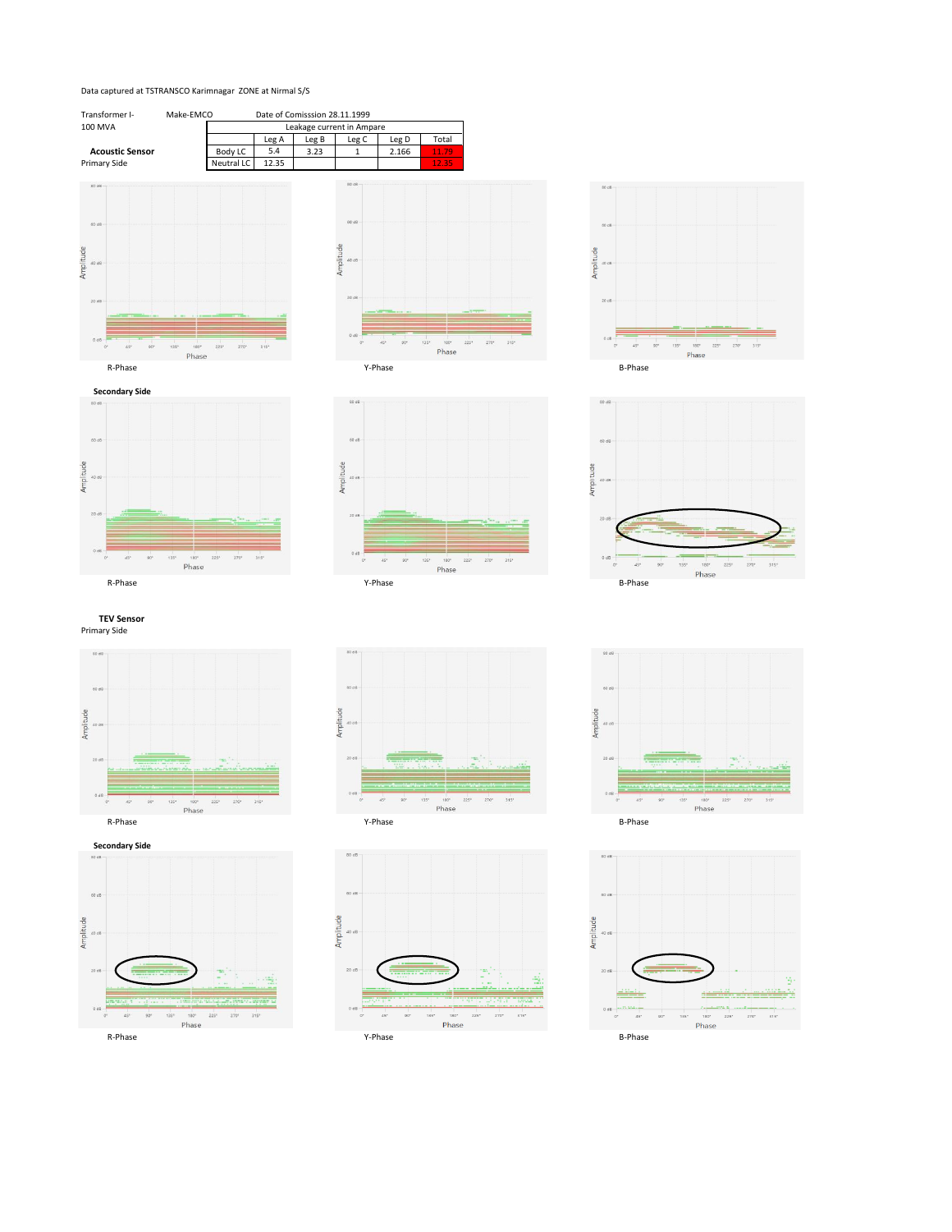Data captured at TSTRANSCO Karimnagar ZONE at Nirmal S/S

Transformer I- 100 MVA    Make-EMCO    Date of Comisssion 28.11.1999

| | Leakage current in Ampare | | | | |
|---|---|---|---|---|---|
| | Leg A | Leg B | Leg C | Leg D | Total |
| Body LC | 5.4 | 3.23 | 1 | 2.166 | 11.79 |
| Neutral LC | 12.35 | | | | 12.35 |

**Acoustic Sensor**

Primary Side

R-Phase    Y-Phase    B-Phase

**Secondary Side**

R-Phase    Y-Phase    B-Phase

**TEV Sensor**

Primary Side

R-Phase    Y-Phase    B-Phase

**Secondary Side**

R-Phase    Y-Phase    B-Phase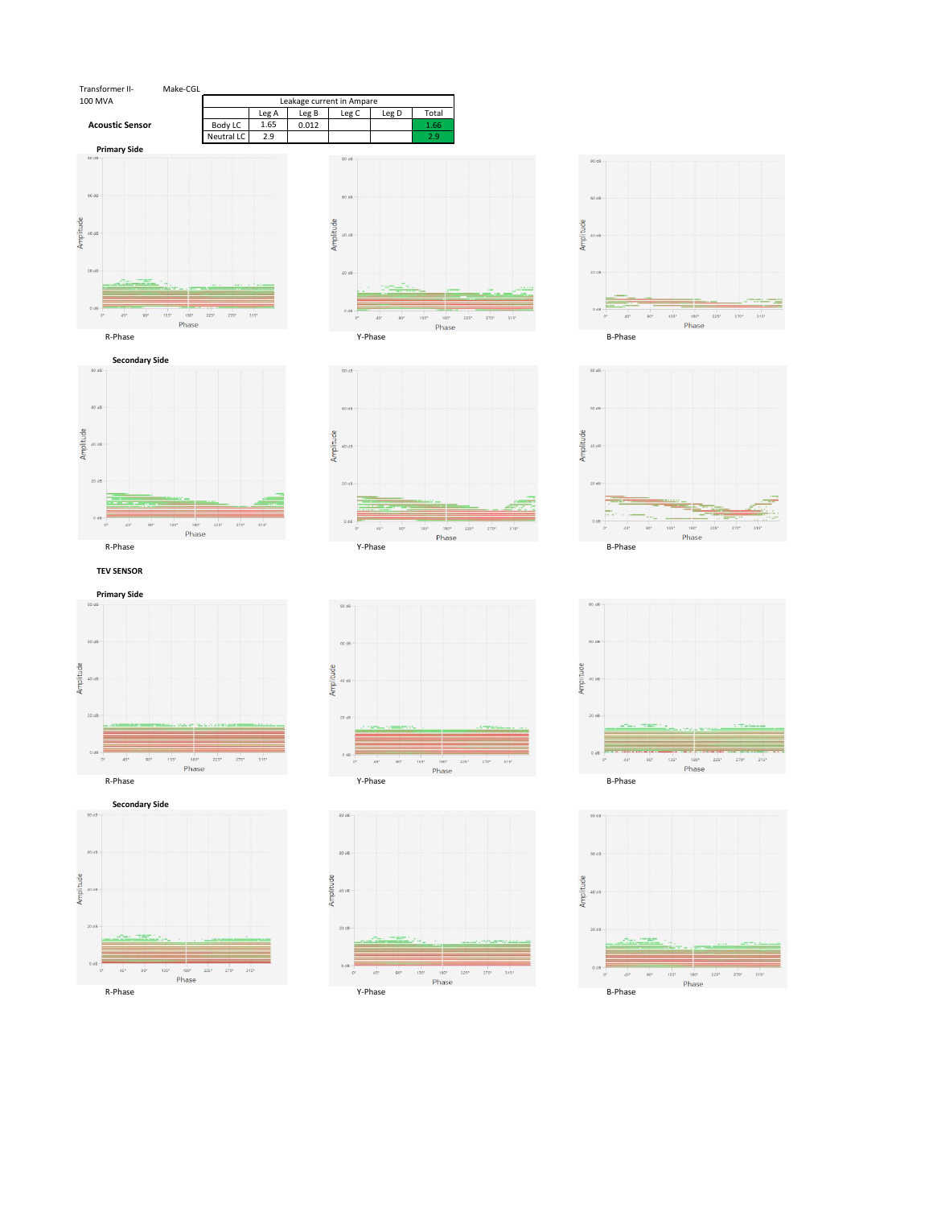Transformer II- 100 MVA    Make-CGL

**Acoustic Sensor**

| | Leakage current in Ampare | | | | |
|---|---|---|---|---|---|
| | Leg A | Leg B | Leg C | Leg D | Total |
| Body LC | 1.65 | 0.012 | | | 1.66 |
| Neutral LC | 2.9 | | | | 2.9 |

**Primary Side**

R-Phase

Y-Phase

B-Phase

**Secondary Side**

R-Phase

Y-Phase

B-Phase

**TEV SENSOR**

**Primary Side**

R-Phase

Y-Phase

B-Phase

**Secondary Side**

R-Phase

Y-Phase

B-Phase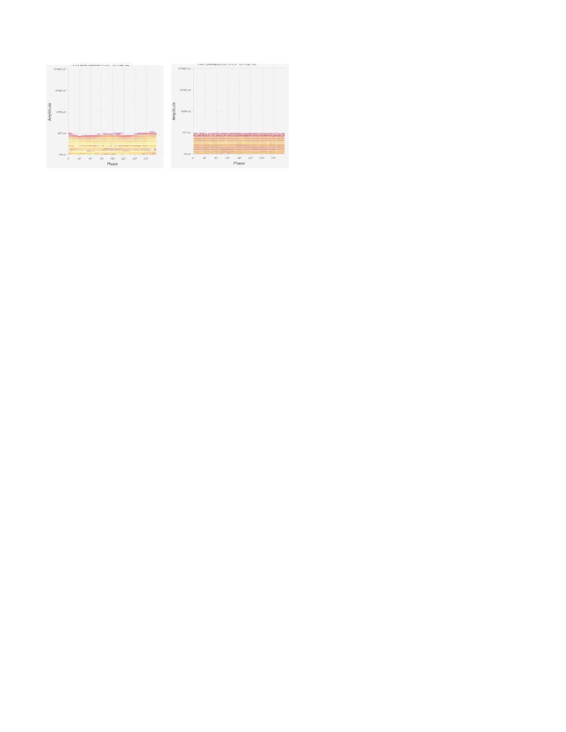Amplitude

1076823 pC

107682 pC

10768 pC

1077 pC

108 pC

0° 45° 90° 135° 180° 225° 270° 315°

Phase

Amplitude

1076823 pC

107682 pC

10768 pC

1077 pC

108 pC

0° 45° 90° 135° 180° 225° 270° 315°

Phase